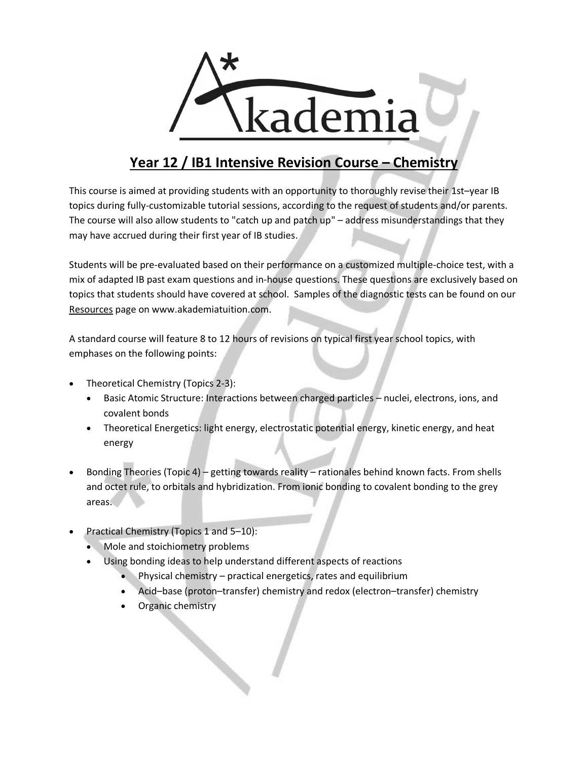# A* Akademia

## Year 12 / IB1 Intensive Revision Course – Chemistry

This course is aimed at providing students with an opportunity to thoroughly revise their 1st–year IB topics during fully-customizable tutorial sessions, according to the request of students and/or parents. The course will also allow students to "catch up and patch up" – address misunderstandings that they may have accrued during their first year of IB studies.

Students will be pre-evaluated based on their performance on a customized multiple-choice test, with a mix of adapted IB past exam questions and in-house questions. These questions are exclusively based on topics that students should have covered at school. Samples of the diagnostic tests can be found on our Resources page on www.akademiatuition.com.

A standard course will feature 8 to 12 hours of revisions on typical first year school topics, with emphases on the following points:

- Theoretical Chemistry (Topics 2-3):
  - Basic Atomic Structure: Interactions between charged particles – nuclei, electrons, ions, and covalent bonds
  - Theoretical Energetics: light energy, electrostatic potential energy, kinetic energy, and heat energy
- Bonding Theories (Topic 4) – getting towards reality – rationales behind known facts. From shells and octet rule, to orbitals and hybridization. From ionic bonding to covalent bonding to the grey areas.
- Practical Chemistry (Topics 1 and 5–10):
  - Mole and stoichiometry problems
  - Using bonding ideas to help understand different aspects of reactions
    - Physical chemistry – practical energetics, rates and equilibrium
    - Acid–base (proton–transfer) chemistry and redox (electron–transfer) chemistry
    - Organic chemistry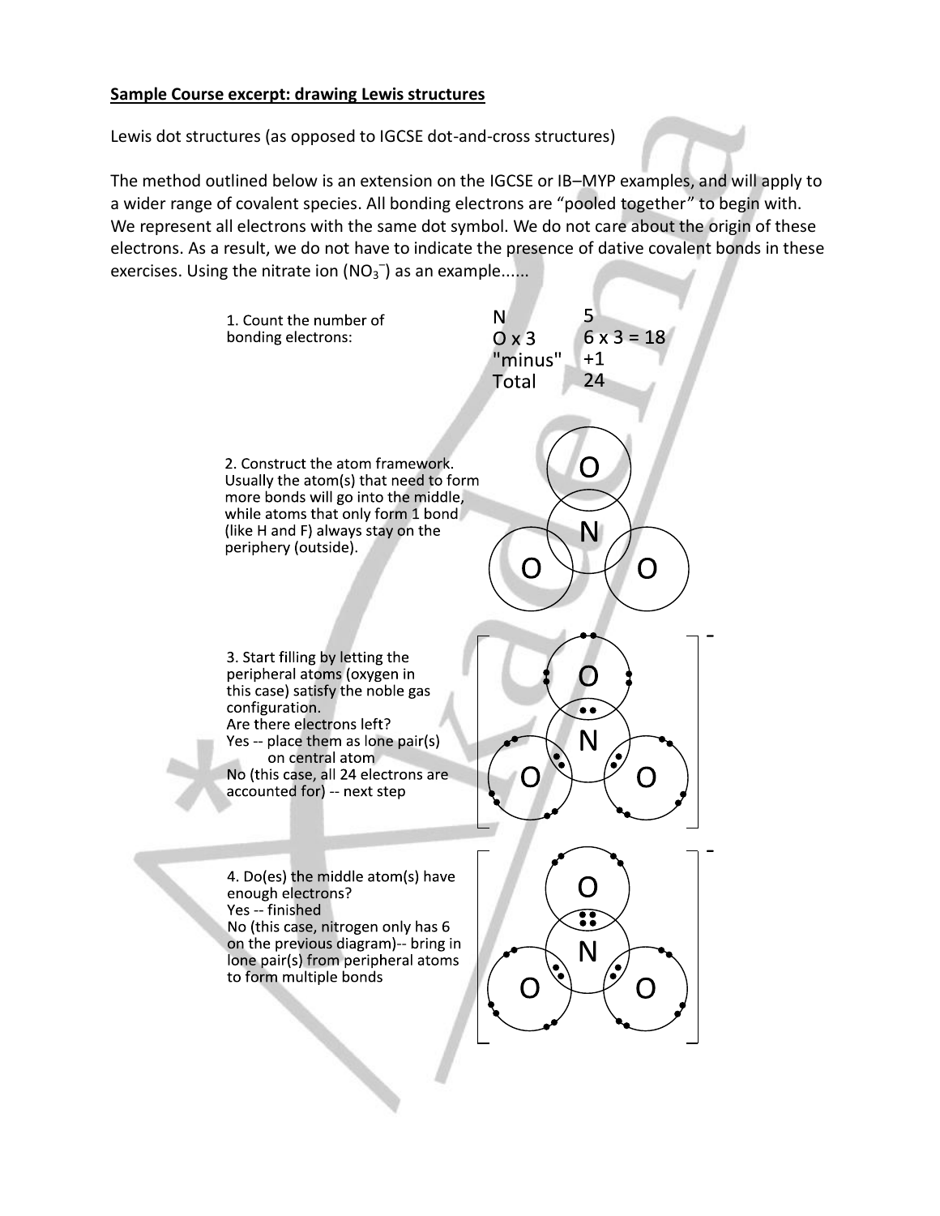**Sample Course excerpt: drawing Lewis structures**

Lewis dot structures (as opposed to IGCSE dot-and-cross structures)

The method outlined below is an extension on the IGCSE or IB–MYP examples, and will apply to a wider range of covalent species. All bonding electrons are "pooled together" to begin with. We represent all electrons with the same dot symbol. We do not care about the origin of these electrons. As a result, we do not have to indicate the presence of dative covalent bonds in these exercises. Using the nitrate ion ($NO_3^-$) as an example......

1. Count the number of bonding electrons:

| | |
|---|---|
| N | 5 |
| O x 3 | 6 x 3 = 18 |
| "minus" | +1 |
| Total | 24 |

2. Construct the atom framework. Usually the atom(s) that need to form more bonds will go into the middle, while atoms that only form 1 bond (like H and F) always stay on the periphery (outside).

3. Start filling by letting the peripheral atoms (oxygen in this case) satisfy the noble gas configuration.
Are there electrons left?
Yes -- place them as lone pair(s) on central atom
No (this case, all 24 electrons are accounted for) -- next step

4. Do(es) the middle atom(s) have enough electrons?
Yes -- finished
No (this case, nitrogen only has 6 on the previous diagram)-- bring in lone pair(s) from peripheral atoms to form multiple bonds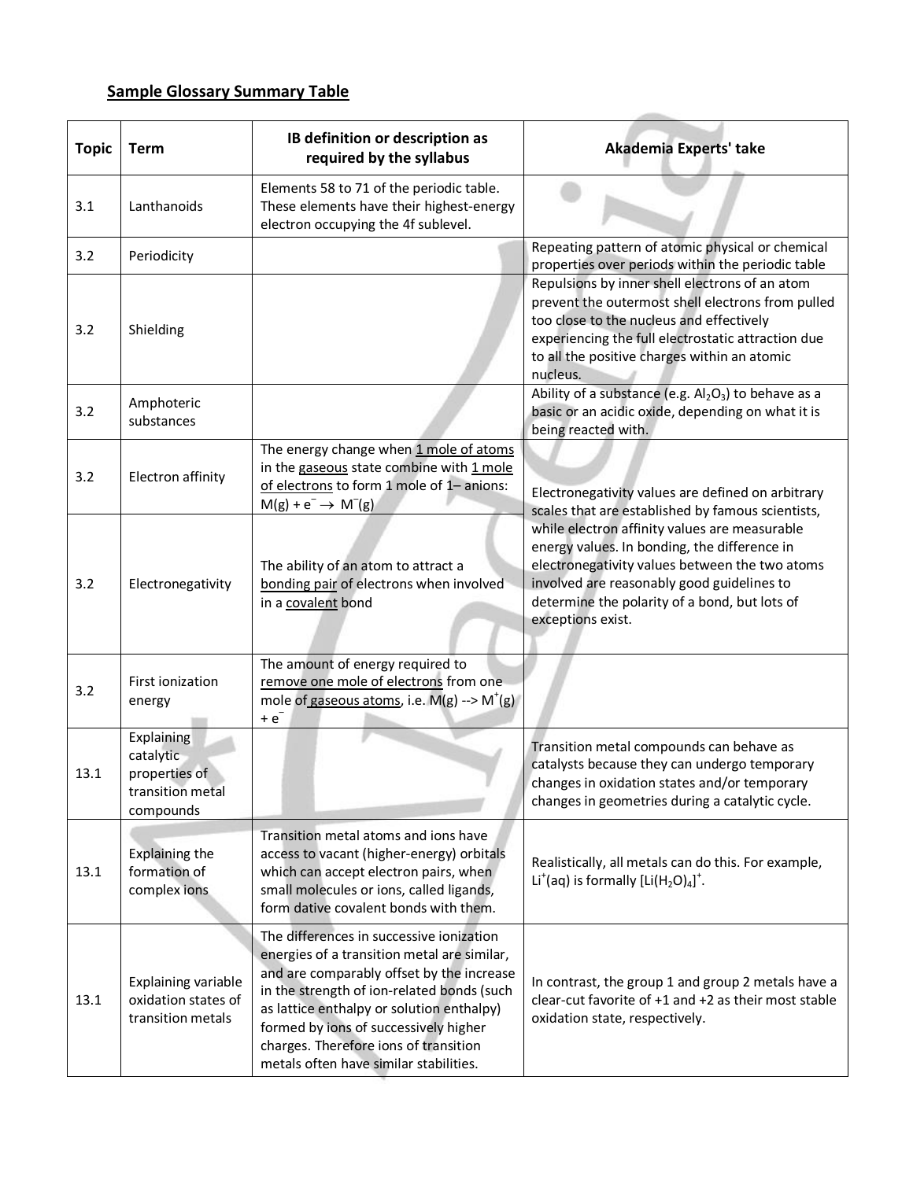**Sample Glossary Summary Table**

| Topic | Term | IB definition or description as required by the syllabus | Akademia Experts' take |
|---|---|---|---|
| 3.1 | Lanthanoids | Elements 58 to 71 of the periodic table. These elements have their highest-energy electron occupying the 4f sublevel. | |
| 3.2 | Periodicity | | Repeating pattern of atomic physical or chemical properties over periods within the periodic table |
| 3.2 | Shielding | | Repulsions by inner shell electrons of an atom prevent the outermost shell electrons from pulled too close to the nucleus and effectively experiencing the full electrostatic attraction due to all the positive charges within an atomic nucleus. |
| 3.2 | Amphoteric substances | | Ability of a substance (e.g. $Al_2O_3$) to behave as a basic or an acidic oxide, depending on what it is being reacted with. |
| 3.2 | Electron affinity | The energy change when 1 mole of atoms in the gaseous state combine with 1 mole of electrons to form 1 mole of 1– anions: $M(g) + e^- \rightarrow M^-(g)$ | Electronegativity values are defined on arbitrary scales that are established by famous scientists, while electron affinity values are measurable energy values. In bonding, the difference in electronegativity values between the two atoms involved are reasonably good guidelines to determine the polarity of a bond, but lots of exceptions exist. |
| 3.2 | Electronegativity | The ability of an atom to attract a bonding pair of electrons when involved in a covalent bond | |
| 3.2 | First ionization energy | The amount of energy required to remove one mole of electrons from one mole of gaseous atoms, i.e. $M(g) \rightarrow M^+(g) + e^-$ | |
| 13.1 | Explaining catalytic properties of transition metal compounds | | Transition metal compounds can behave as catalysts because they can undergo temporary changes in oxidation states and/or temporary changes in geometries during a catalytic cycle. |
| 13.1 | Explaining the formation of complex ions | Transition metal atoms and ions have access to vacant (higher-energy) orbitals which can accept electron pairs, when small molecules or ions, called ligands, form dative covalent bonds with them. | Realistically, all metals can do this. For example, $Li^+(aq)$ is formally $[Li(H_2O)_4]^+$. |
| 13.1 | Explaining variable oxidation states of transition metals | The differences in successive ionization energies of a transition metal are similar, and are comparably offset by the increase in the strength of ion-related bonds (such as lattice enthalpy or solution enthalpy) formed by ions of successively higher charges. Therefore ions of transition metals often have similar stabilities. | In contrast, the group 1 and group 2 metals have a clear-cut favorite of +1 and +2 as their most stable oxidation state, respectively. |